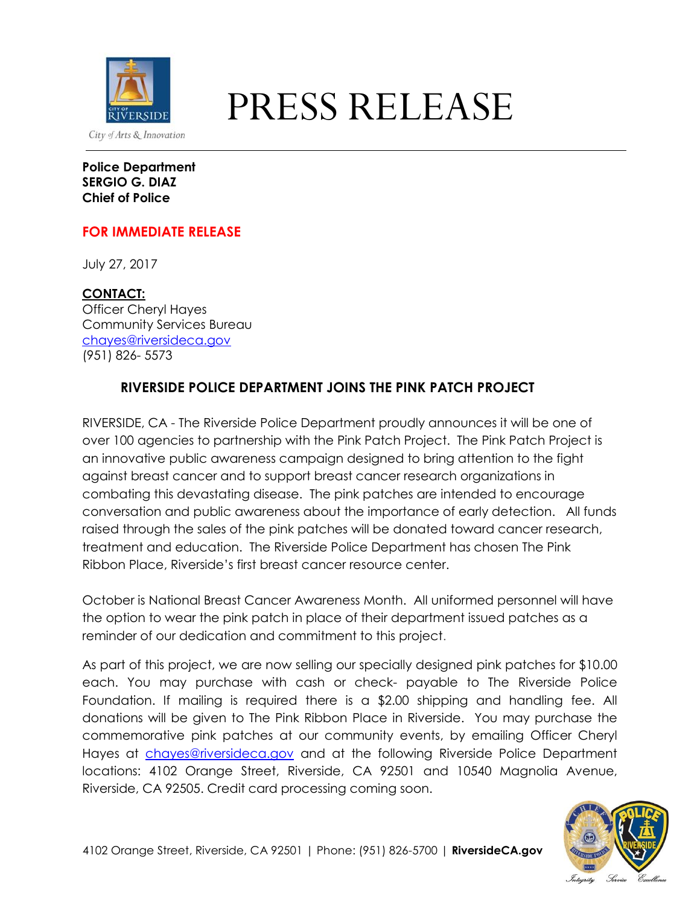# PRESS RELEASE

City of Arts & Innovation

**Police Department**
**SERGIO G. DIAZ**
**Chief of Police**

**FOR IMMEDIATE RELEASE**

July 27, 2017

**CONTACT:**
Officer Cheryl Hayes
Community Services Bureau
chayes@riversideca.gov
(951) 826- 5573

## RIVERSIDE POLICE DEPARTMENT JOINS THE PINK PATCH PROJECT

RIVERSIDE, CA - The Riverside Police Department proudly announces it will be one of over 100 agencies to partnership with the Pink Patch Project. The Pink Patch Project is an innovative public awareness campaign designed to bring attention to the fight against breast cancer and to support breast cancer research organizations in combating this devastating disease. The pink patches are intended to encourage conversation and public awareness about the importance of early detection. All funds raised through the sales of the pink patches will be donated toward cancer research, treatment and education. The Riverside Police Department has chosen The Pink Ribbon Place, Riverside's first breast cancer resource center.

October is National Breast Cancer Awareness Month. All uniformed personnel will have the option to wear the pink patch in place of their department issued patches as a reminder of our dedication and commitment to this project.

As part of this project, we are now selling our specially designed pink patches for $10.00 each. You may purchase with cash or check- payable to The Riverside Police Foundation. If mailing is required there is a $2.00 shipping and handling fee. All donations will be given to The Pink Ribbon Place in Riverside. You may purchase the commemorative pink patches at our community events, by emailing Officer Cheryl Hayes at chayes@riversideca.gov and at the following Riverside Police Department locations: 4102 Orange Street, Riverside, CA 92501 and 10540 Magnolia Avenue, Riverside, CA 92505. Credit card processing coming soon.

4102 Orange Street, Riverside, CA 92501 | Phone: (951) 826-5700 | **RiversideCA.gov**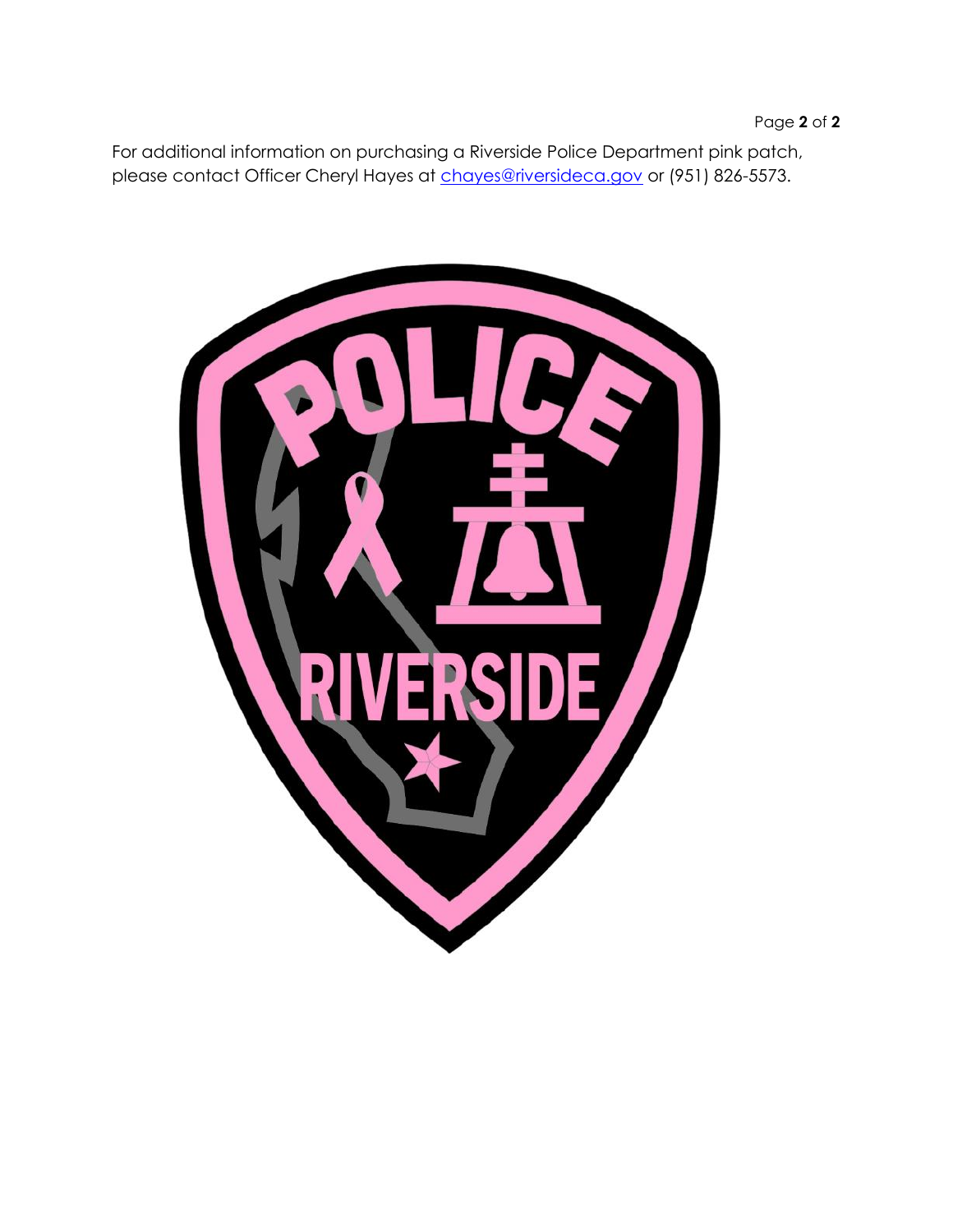For additional information on purchasing a Riverside Police Department pink patch, please contact Officer Cheryl Hayes at chayes@riversideca.gov or (951) 826-5573.